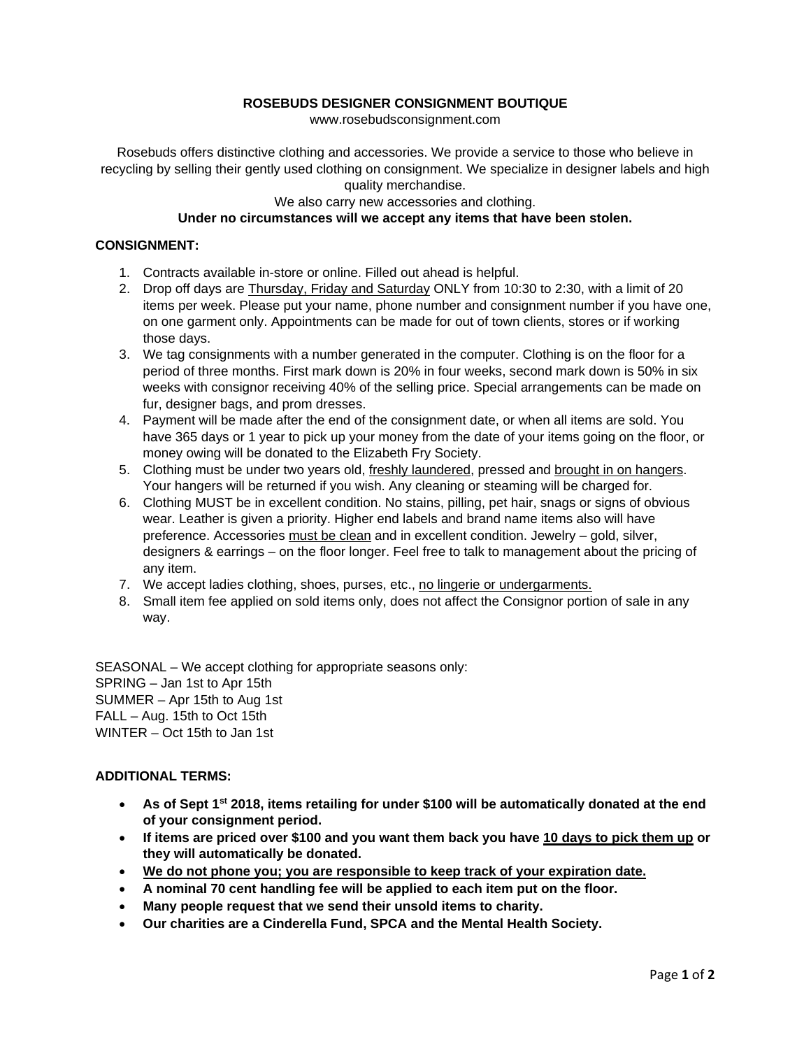# ROSEBUDS DESIGNER CONSIGNMENT BOUTIQUE

www.rosebudsconsignment.com

Rosebuds offers distinctive clothing and accessories. We provide a service to those who believe in recycling by selling their gently used clothing on consignment. We specialize in designer labels and high quality merchandise.

We also carry new accessories and clothing.

**Under no circumstances will we accept any items that have been stolen.**

## CONSIGNMENT:

1. Contracts available in-store or online. Filled out ahead is helpful.
2. Drop off days are Thursday, Friday and Saturday ONLY from 10:30 to 2:30, with a limit of 20 items per week. Please put your name, phone number and consignment number if you have one, on one garment only. Appointments can be made for out of town clients, stores or if working those days.
3. We tag consignments with a number generated in the computer. Clothing is on the floor for a period of three months. First mark down is 20% in four weeks, second mark down is 50% in six weeks with consignor receiving 40% of the selling price. Special arrangements can be made on fur, designer bags, and prom dresses.
4. Payment will be made after the end of the consignment date, or when all items are sold. You have 365 days or 1 year to pick up your money from the date of your items going on the floor, or money owing will be donated to the Elizabeth Fry Society.
5. Clothing must be under two years old, freshly laundered, pressed and brought in on hangers. Your hangers will be returned if you wish. Any cleaning or steaming will be charged for.
6. Clothing MUST be in excellent condition. No stains, pilling, pet hair, snags or signs of obvious wear. Leather is given a priority. Higher end labels and brand name items also will have preference. Accessories must be clean and in excellent condition. Jewelry – gold, silver, designers & earrings – on the floor longer. Feel free to talk to management about the pricing of any item.
7. We accept ladies clothing, shoes, purses, etc., no lingerie or undergarments.
8. Small item fee applied on sold items only, does not affect the Consignor portion of sale in any way.

SEASONAL – We accept clothing for appropriate seasons only:
SPRING – Jan 1st to Apr 15th
SUMMER – Apr 15th to Aug 1st
FALL – Aug. 15th to Oct 15th
WINTER – Oct 15th to Jan 1st

## ADDITIONAL TERMS:

- **As of Sept 1st 2018, items retailing for under $100 will be automatically donated at the end of your consignment period.**
- **If items are priced over $100 and you want them back you have 10 days to pick them up or they will automatically be donated.**
- **We do not phone you; you are responsible to keep track of your expiration date.**
- **A nominal 70 cent handling fee will be applied to each item put on the floor.**
- **Many people request that we send their unsold items to charity.**
- **Our charities are a Cinderella Fund, SPCA and the Mental Health Society.**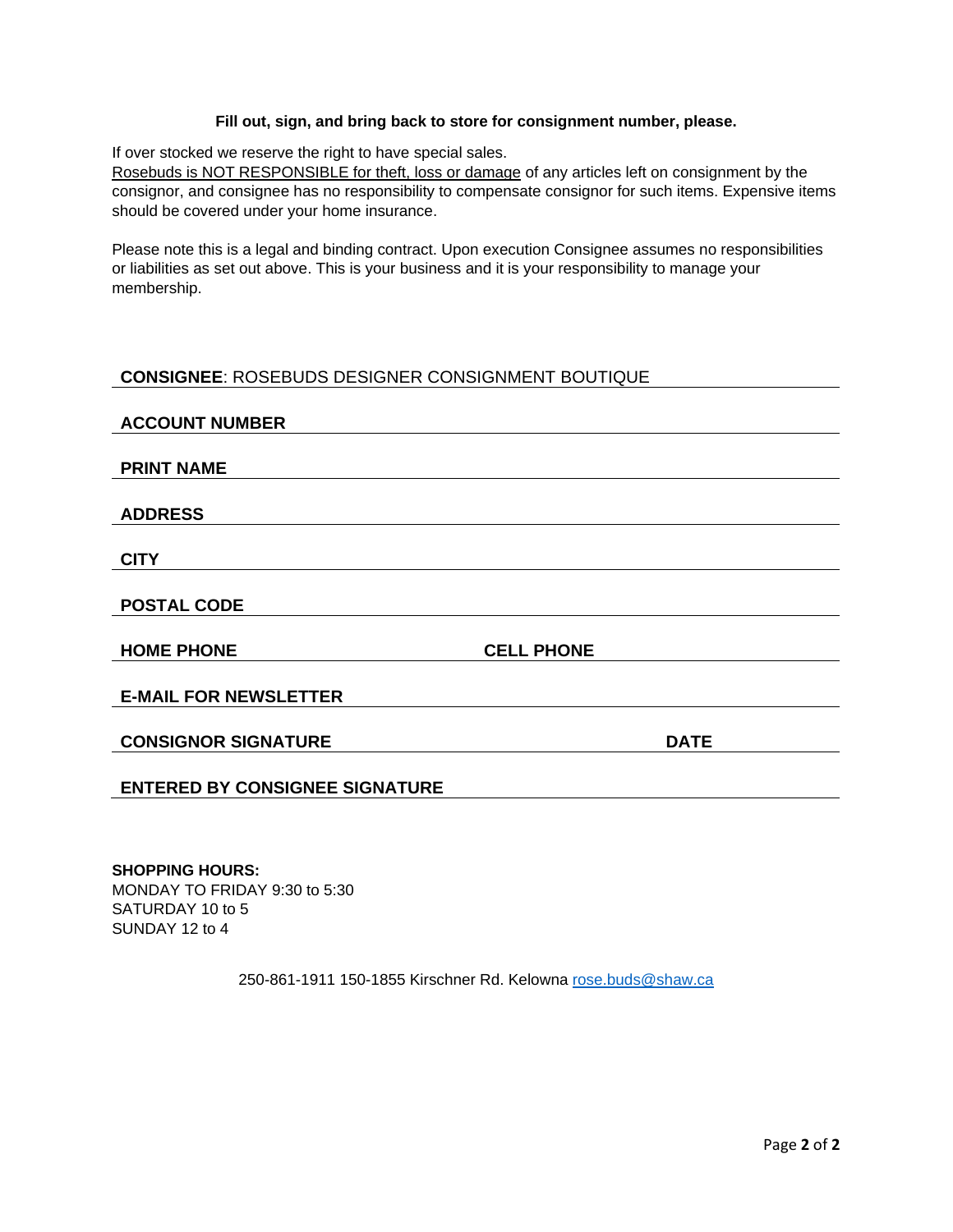**Fill out, sign, and bring back to store for consignment number, please.**

If over stocked we reserve the right to have special sales.
Rosebuds is NOT RESPONSIBLE for theft, loss or damage of any articles left on consignment by the consignor, and consignee has no responsibility to compensate consignor for such items. Expensive items should be covered under your home insurance.

Please note this is a legal and binding contract. Upon execution Consignee assumes no responsibilities or liabilities as set out above. This is your business and it is your responsibility to manage your membership.

**CONSIGNEE**: ROSEBUDS DESIGNER CONSIGNMENT BOUTIQUE

**ACCOUNT NUMBER** ______________________________

**PRINT NAME** ______________________________

**ADDRESS** ______________________________

**CITY** ______________________________

**POSTAL CODE** ______________________________

**HOME PHONE** ______________________________ **CELL PHONE** ______________________________

**E-MAIL FOR NEWSLETTER** ______________________________

**CONSIGNOR SIGNATURE** ______________________________ **DATE** ______________

**ENTERED BY CONSIGNEE SIGNATURE** ______________________________

**SHOPPING HOURS:**
MONDAY TO FRIDAY 9:30 to 5:30
SATURDAY 10 to 5
SUNDAY 12 to 4

250-861-1911 150-1855 Kirschner Rd. Kelowna rose.buds@shaw.ca